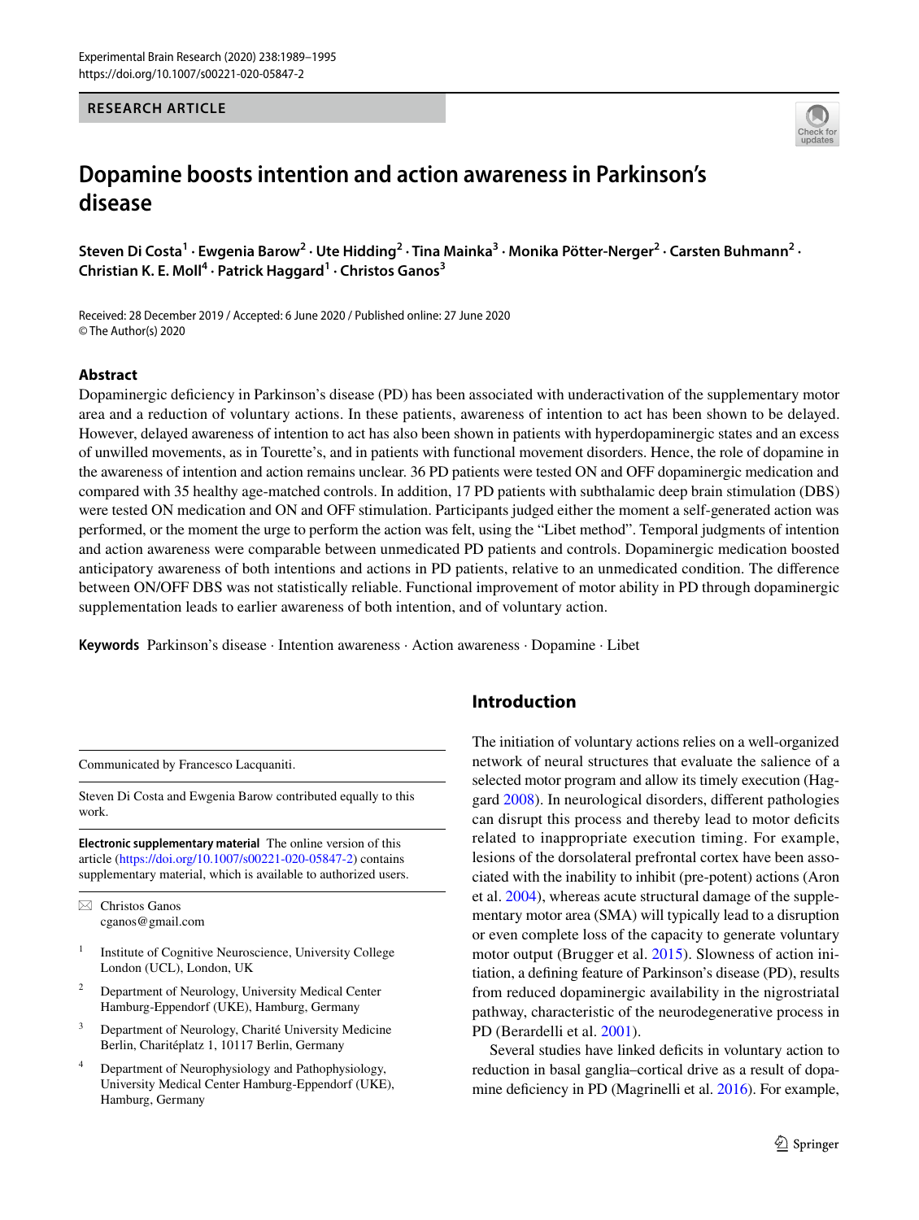RESEARCH ARTICLE

# Dopamine boosts intention and action awareness in Parkinson's disease

**Steven Di Costa[1] · Ewgenia Barow[2] · Ute Hidding[2] · Tina Mainka[3] · Monika Pötter-Nerger[2] · Carsten Buhmann[2] · Christian K. E. Moll[4] · Patrick Haggard[1] · Christos Ganos[3]**

Received: 28 December 2019 / Accepted: 6 June 2020 / Published online: 27 June 2020
© The Author(s) 2020

## Abstract

Dopaminergic deficiency in Parkinson's disease (PD) has been associated with underactivation of the supplementary motor area and a reduction of voluntary actions. In these patients, awareness of intention to act has been shown to be delayed. However, delayed awareness of intention to act has also been shown in patients with hyperdopaminergic states and an excess of unwilled movements, as in Tourette's, and in patients with functional movement disorders. Hence, the role of dopamine in the awareness of intention and action remains unclear. 36 PD patients were tested ON and OFF dopaminergic medication and compared with 35 healthy age-matched controls. In addition, 17 PD patients with subthalamic deep brain stimulation (DBS) were tested ON medication and ON and OFF stimulation. Participants judged either the moment a self-generated action was performed, or the moment the urge to perform the action was felt, using the "Libet method". Temporal judgments of intention and action awareness were comparable between unmedicated PD patients and controls. Dopaminergic medication boosted anticipatory awareness of both intentions and actions in PD patients, relative to an unmedicated condition. The difference between ON/OFF DBS was not statistically reliable. Functional improvement of motor ability in PD through dopaminergic supplementation leads to earlier awareness of both intention, and of voluntary action.

**Keywords** Parkinson's disease · Intention awareness · Action awareness · Dopamine · Libet

## Introduction

The initiation of voluntary actions relies on a well-organized network of neural structures that evaluate the salience of a selected motor program and allow its timely execution (Haggard 2008). In neurological disorders, different pathologies can disrupt this process and thereby lead to motor deficits related to inappropriate execution timing. For example, lesions of the dorsolateral prefrontal cortex have been associated with the inability to inhibit (pre-potent) actions (Aron et al. 2004), whereas acute structural damage of the supplementary motor area (SMA) will typically lead to a disruption or even complete loss of the capacity to generate voluntary motor output (Brugger et al. 2015). Slowness of action initiation, a defining feature of Parkinson's disease (PD), results from reduced dopaminergic availability in the nigrostriatal pathway, characteristic of the neurodegenerative process in PD (Berardelli et al. 2001).

Several studies have linked deficits in voluntary action to reduction in basal ganglia–cortical drive as a result of dopamine deficiency in PD (Magrinelli et al. 2016). For example,

---

Communicated by Francesco Lacquaniti.

Steven Di Costa and Ewgenia Barow contributed equally to this work.

**Electronic supplementary material** The online version of this article (https://doi.org/10.1007/s00221-020-05847-2) contains supplementary material, which is available to authorized users.

✉ Christos Ganos
cganos@gmail.com

[1] Institute of Cognitive Neuroscience, University College London (UCL), London, UK

[2] Department of Neurology, University Medical Center Hamburg-Eppendorf (UKE), Hamburg, Germany

[3] Department of Neurology, Charité University Medicine Berlin, Charitéplatz 1, 10117 Berlin, Germany

[4] Department of Neurophysiology and Pathophysiology, University Medical Center Hamburg-Eppendorf (UKE), Hamburg, Germany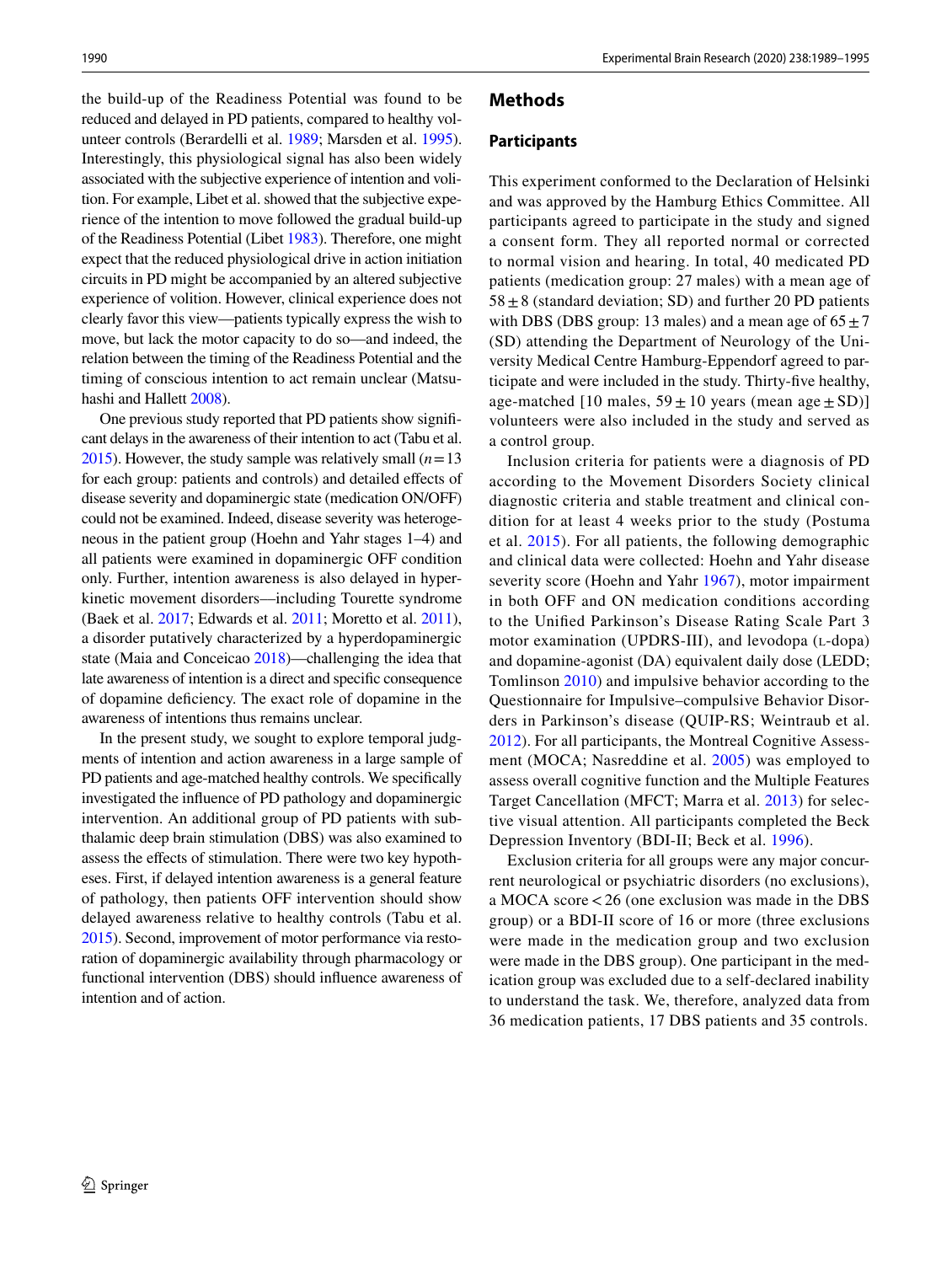the build-up of the Readiness Potential was found to be reduced and delayed in PD patients, compared to healthy volunteer controls (Berardelli et al. 1989; Marsden et al. 1995). Interestingly, this physiological signal has also been widely associated with the subjective experience of intention and volition. For example, Libet et al. showed that the subjective experience of the intention to move followed the gradual build-up of the Readiness Potential (Libet 1983). Therefore, one might expect that the reduced physiological drive in action initiation circuits in PD might be accompanied by an altered subjective experience of volition. However, clinical experience does not clearly favor this view—patients typically express the wish to move, but lack the motor capacity to do so—and indeed, the relation between the timing of the Readiness Potential and the timing of conscious intention to act remain unclear (Matsuhashi and Hallett 2008).

One previous study reported that PD patients show significant delays in the awareness of their intention to act (Tabu et al. 2015). However, the study sample was relatively small ($n = 13$ for each group: patients and controls) and detailed effects of disease severity and dopaminergic state (medication ON/OFF) could not be examined. Indeed, disease severity was heterogeneous in the patient group (Hoehn and Yahr stages 1–4) and all patients were examined in dopaminergic OFF condition only. Further, intention awareness is also delayed in hyperkinetic movement disorders—including Tourette syndrome (Baek et al. 2017; Edwards et al. 2011; Moretto et al. 2011), a disorder putatively characterized by a hyperdopaminergic state (Maia and Conceicao 2018)—challenging the idea that late awareness of intention is a direct and specific consequence of dopamine deficiency. The exact role of dopamine in the awareness of intentions thus remains unclear.

In the present study, we sought to explore temporal judgments of intention and action awareness in a large sample of PD patients and age-matched healthy controls. We specifically investigated the influence of PD pathology and dopaminergic intervention. An additional group of PD patients with subthalamic deep brain stimulation (DBS) was also examined to assess the effects of stimulation. There were two key hypotheses. First, if delayed intention awareness is a general feature of pathology, then patients OFF intervention should show delayed awareness relative to healthy controls (Tabu et al. 2015). Second, improvement of motor performance via restoration of dopaminergic availability through pharmacology or functional intervention (DBS) should influence awareness of intention and of action.

## Methods

### Participants

This experiment conformed to the Declaration of Helsinki and was approved by the Hamburg Ethics Committee. All participants agreed to participate in the study and signed a consent form. They all reported normal or corrected to normal vision and hearing. In total, 40 medicated PD patients (medication group: 27 males) with a mean age of $58 \pm 8$ (standard deviation; SD) and further 20 PD patients with DBS (DBS group: 13 males) and a mean age of $65 \pm 7$ (SD) attending the Department of Neurology of the University Medical Centre Hamburg-Eppendorf agreed to participate and were included in the study. Thirty-five healthy, age-matched [10 males, $59 \pm 10$ years (mean age ± SD)] volunteers were also included in the study and served as a control group.

Inclusion criteria for patients were a diagnosis of PD according to the Movement Disorders Society clinical diagnostic criteria and stable treatment and clinical condition for at least 4 weeks prior to the study (Postuma et al. 2015). For all patients, the following demographic and clinical data were collected: Hoehn and Yahr disease severity score (Hoehn and Yahr 1967), motor impairment in both OFF and ON medication conditions according to the Unified Parkinson's Disease Rating Scale Part 3 motor examination (UPDRS-III), and levodopa (L-dopa) and dopamine-agonist (DA) equivalent daily dose (LEDD; Tomlinson 2010) and impulsive behavior according to the Questionnaire for Impulsive–compulsive Behavior Disorders in Parkinson's disease (QUIP-RS; Weintraub et al. 2012). For all participants, the Montreal Cognitive Assessment (MOCA; Nasreddine et al. 2005) was employed to assess overall cognitive function and the Multiple Features Target Cancellation (MFCT; Marra et al. 2013) for selective visual attention. All participants completed the Beck Depression Inventory (BDI-II; Beck et al. 1996).

Exclusion criteria for all groups were any major concurrent neurological or psychiatric disorders (no exclusions), a MOCA score < 26 (one exclusion was made in the DBS group) or a BDI-II score of 16 or more (three exclusions were made in the medication group and two exclusion were made in the DBS group). One participant in the medication group was excluded due to a self-declared inability to understand the task. We, therefore, analyzed data from 36 medication patients, 17 DBS patients and 35 controls.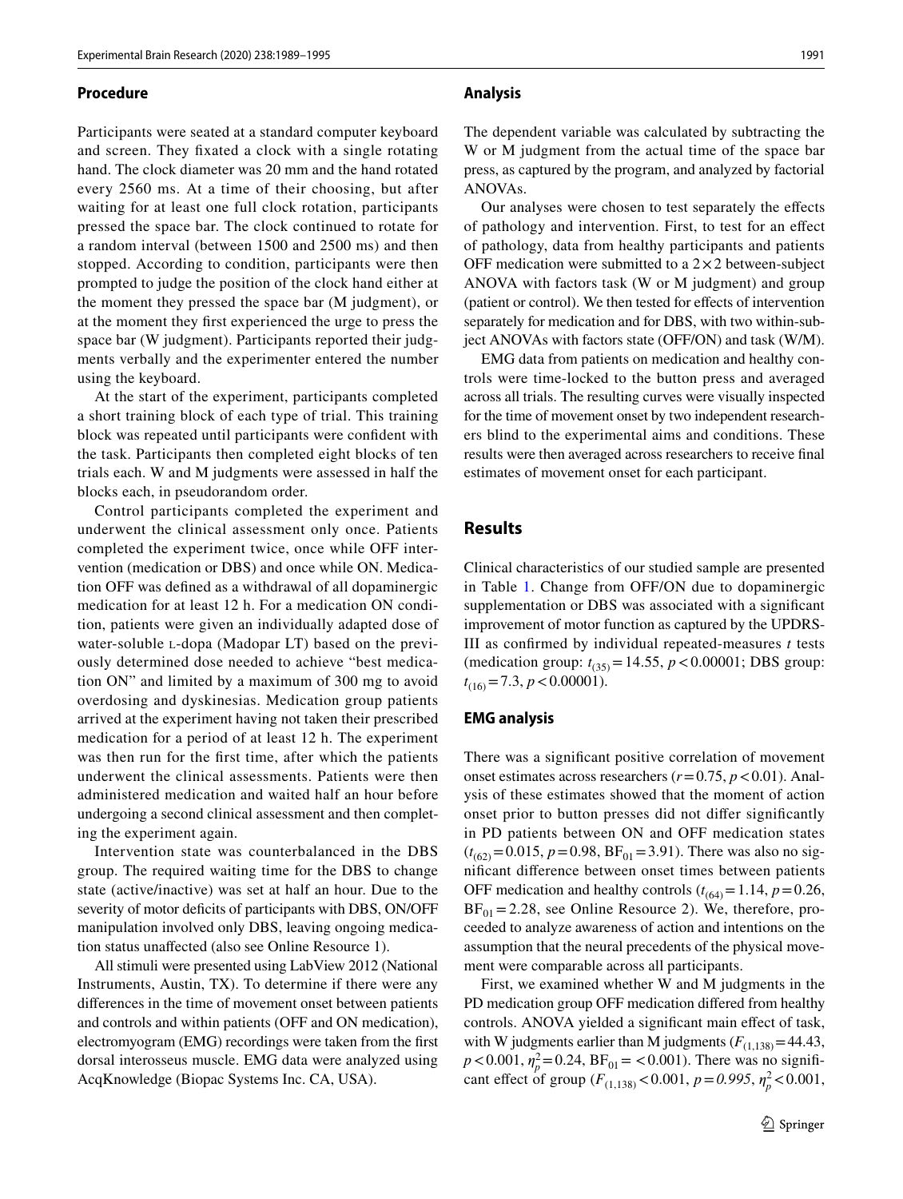## Procedure

Participants were seated at a standard computer keyboard and screen. They fixated a clock with a single rotating hand. The clock diameter was 20 mm and the hand rotated every 2560 ms. At a time of their choosing, but after waiting for at least one full clock rotation, participants pressed the space bar. The clock continued to rotate for a random interval (between 1500 and 2500 ms) and then stopped. According to condition, participants were then prompted to judge the position of the clock hand either at the moment they pressed the space bar (M judgment), or at the moment they first experienced the urge to press the space bar (W judgment). Participants reported their judgments verbally and the experimenter entered the number using the keyboard.

At the start of the experiment, participants completed a short training block of each type of trial. This training block was repeated until participants were confident with the task. Participants then completed eight blocks of ten trials each. W and M judgments were assessed in half the blocks each, in pseudorandom order.

Control participants completed the experiment and underwent the clinical assessment only once. Patients completed the experiment twice, once while OFF intervention (medication or DBS) and once while ON. Medication OFF was defined as a withdrawal of all dopaminergic medication for at least 12 h. For a medication ON condition, patients were given an individually adapted dose of water-soluble L-dopa (Madopar LT) based on the previously determined dose needed to achieve "best medication ON" and limited by a maximum of 300 mg to avoid overdosing and dyskinesias. Medication group patients arrived at the experiment having not taken their prescribed medication for a period of at least 12 h. The experiment was then run for the first time, after which the patients underwent the clinical assessments. Patients were then administered medication and waited half an hour before undergoing a second clinical assessment and then completing the experiment again.

Intervention state was counterbalanced in the DBS group. The required waiting time for the DBS to change state (active/inactive) was set at half an hour. Due to the severity of motor deficits of participants with DBS, ON/OFF manipulation involved only DBS, leaving ongoing medication status unaffected (also see Online Resource 1).

All stimuli were presented using LabView 2012 (National Instruments, Austin, TX). To determine if there were any differences in the time of movement onset between patients and controls and within patients (OFF and ON medication), electromyogram (EMG) recordings were taken from the first dorsal interosseus muscle. EMG data were analyzed using AcqKnowledge (Biopac Systems Inc. CA, USA).

## Analysis

The dependent variable was calculated by subtracting the W or M judgment from the actual time of the space bar press, as captured by the program, and analyzed by factorial ANOVAs.

Our analyses were chosen to test separately the effects of pathology and intervention. First, to test for an effect of pathology, data from healthy participants and patients OFF medication were submitted to a 2 × 2 between-subject ANOVA with factors task (W or M judgment) and group (patient or control). We then tested for effects of intervention separately for medication and for DBS, with two within-subject ANOVAs with factors state (OFF/ON) and task (W/M).

EMG data from patients on medication and healthy controls were time-locked to the button press and averaged across all trials. The resulting curves were visually inspected for the time of movement onset by two independent researchers blind to the experimental aims and conditions. These results were then averaged across researchers to receive final estimates of movement onset for each participant.

## Results

Clinical characteristics of our studied sample are presented in Table 1. Change from OFF/ON due to dopaminergic supplementation or DBS was associated with a significant improvement of motor function as captured by the UPDRS-III as confirmed by individual repeated-measures *t* tests (medication group: $t_{(35)} = 14.55$, $p < 0.00001$; DBS group: $t_{(16)} = 7.3$, $p < 0.00001$).

### EMG analysis

There was a significant positive correlation of movement onset estimates across researchers ($r = 0.75$, $p < 0.01$). Analysis of these estimates showed that the moment of action onset prior to button presses did not differ significantly in PD patients between ON and OFF medication states ($t_{(62)} = 0.015$, $p = 0.98$, $BF_{01} = 3.91$). There was also no significant difference between onset times between patients OFF medication and healthy controls ($t_{(64)} = 1.14$, $p = 0.26$, $BF_{01} = 2.28$, see Online Resource 2). We, therefore, proceeded to analyze awareness of action and intentions on the assumption that the neural precedents of the physical movement were comparable across all participants.

First, we examined whether W and M judgments in the PD medication group OFF medication differed from healthy controls. ANOVA yielded a significant main effect of task, with W judgments earlier than M judgments ($F_{(1,138)} = 44.43$, $p < 0.001$, $\eta_p^2 = 0.24$, $BF_{01} = < 0.001$). There was no significant effect of group ($F_{(1,138)} < 0.001$, $p = 0.995$, $\eta_p^2 < 0.001$,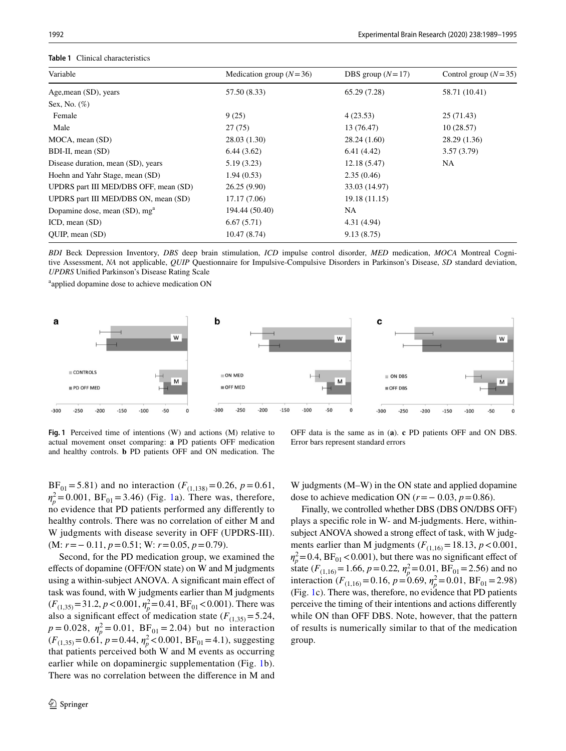**Table 1** Clinical characteristics

| Variable | Medication group ($N = 36$) | DBS group ($N = 17$) | Control group ($N = 35$) |
|---|---|---|---|
| Age, mean (SD), years | 57.50 (8.33) | 65.29 (7.28) | 58.71 (10.41) |
| Sex, No. (%) | | | |
| Female | 9 (25) | 4 (23.53) | 25 (71.43) |
| Male | 27 (75) | 13 (76.47) | 10 (28.57) |
| MOCA, mean (SD) | 28.03 (1.30) | 28.24 (1.60) | 28.29 (1.36) |
| BDI-II, mean (SD) | 6.44 (3.62) | 6.41 (4.42) | 3.57 (3.79) |
| Disease duration, mean (SD), years | 5.19 (3.23) | 12.18 (5.47) | NA |
| Hoehn and Yahr Stage, mean (SD) | 1.94 (0.53) | 2.35 (0.46) | |
| UPDRS part III MED/DBS OFF, mean (SD) | 26.25 (9.90) | 33.03 (14.97) | |
| UPDRS part III MED/DBS ON, mean (SD) | 17.17 (7.06) | 19.18 (11.15) | |
| Dopamine dose, mean (SD), mg[a] | 194.44 (50.40) | NA | |
| ICD, mean (SD) | 6.67 (5.71) | 4.31 (4.94) | |
| QUIP, mean (SD) | 10.47 (8.74) | 9.13 (8.75) | |

*BDI* Beck Depression Inventory, *DBS* deep brain stimulation, *ICD* impulse control disorder, *MED* medication, *MOCA* Montreal Cognitive Assessment, *NA* not applicable, *QUIP* Questionnaire for Impulsive-Compulsive Disorders in Parkinson's Disease, *SD* standard deviation, *UPDRS* Unified Parkinson's Disease Rating Scale

[a]applied dopamine dose to achieve medication ON

**Fig. 1** Perceived time of intentions (W) and actions (M) relative to actual movement onset comparing: **a** PD patients OFF medication and healthy controls. **b** PD patients OFF and ON medication. The OFF data is the same as in (**a**). **c** PD patients OFF and ON DBS. Error bars represent standard errors

$BF_{01} = 5.81$) and no interaction ($F_{(1,138)} = 0.26$, $p = 0.61$, $\eta_p^2 = 0.001$, $BF_{01} = 3.46$) (Fig. 1a). There was, therefore, no evidence that PD patients performed any differently to healthy controls. There was no correlation of either M and W judgments with disease severity in OFF (UPDRS-III). (M: $r = -0.11$, $p = 0.51$; W: $r = 0.05$, $p = 0.79$).

Second, for the PD medication group, we examined the effects of dopamine (OFF/ON state) on W and M judgments using a within-subject ANOVA. A significant main effect of task was found, with W judgments earlier than M judgments ($F_{(1,35)} = 31.2$, $p < 0.001$, $\eta_p^2 = 0.41$, $BF_{01} < 0.001$). There was also a significant effect of medication state ($F_{(1,35)} = 5.24$, $p = 0.028$, $\eta_p^2 = 0.01$, $BF_{01} = 2.04$) but no interaction ($F_{(1,35)} = 0.61$, $p = 0.44$, $\eta_p^2 < 0.001$, $BF_{01} = 4.1$), suggesting that patients perceived both W and M events as occurring earlier while on dopaminergic supplementation (Fig. 1b). There was no correlation between the difference in M and W judgments (M–W) in the ON state and applied dopamine dose to achieve medication ON ($r = -0.03$, $p = 0.86$).

Finally, we controlled whether DBS (DBS ON/DBS OFF) plays a specific role in W- and M-judgments. Here, within-subject ANOVA showed a strong effect of task, with W judgments earlier than M judgments ($F_{(1,16)} = 18.13$, $p < 0.001$, $\eta_p^2 = 0.4$, $BF_{01} < 0.001$), but there was no significant effect of state ($F_{(1,16)} = 1.66$, $p = 0.22$, $\eta_p^2 = 0.01$, $BF_{01} = 2.56$) and no interaction ($F_{(1,16)} = 0.16$, $p = 0.69$, $\eta_p^2 = 0.01$, $BF_{01} = 2.98$) (Fig. 1c). There was, therefore, no evidence that PD patients perceive the timing of their intentions and actions differently while ON than OFF DBS. Note, however, that the pattern of results is numerically similar to that of the medication group.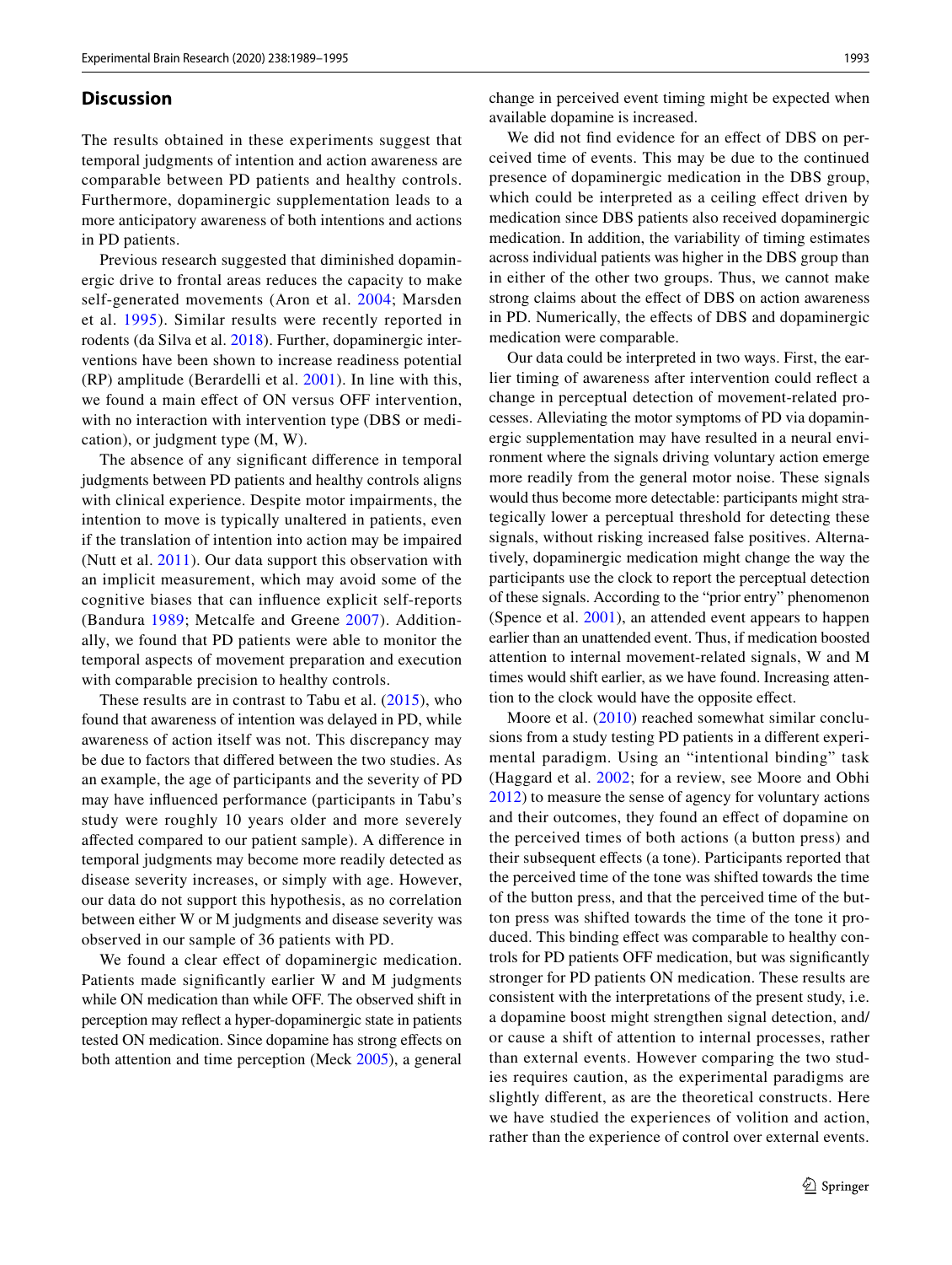## Discussion

The results obtained in these experiments suggest that temporal judgments of intention and action awareness are comparable between PD patients and healthy controls. Furthermore, dopaminergic supplementation leads to a more anticipatory awareness of both intentions and actions in PD patients.

Previous research suggested that diminished dopaminergic drive to frontal areas reduces the capacity to make self-generated movements (Aron et al. 2004; Marsden et al. 1995). Similar results were recently reported in rodents (da Silva et al. 2018). Further, dopaminergic interventions have been shown to increase readiness potential (RP) amplitude (Berardelli et al. 2001). In line with this, we found a main effect of ON versus OFF intervention, with no interaction with intervention type (DBS or medication), or judgment type (M, W).

The absence of any significant difference in temporal judgments between PD patients and healthy controls aligns with clinical experience. Despite motor impairments, the intention to move is typically unaltered in patients, even if the translation of intention into action may be impaired (Nutt et al. 2011). Our data support this observation with an implicit measurement, which may avoid some of the cognitive biases that can influence explicit self-reports (Bandura 1989; Metcalfe and Greene 2007). Additionally, we found that PD patients were able to monitor the temporal aspects of movement preparation and execution with comparable precision to healthy controls.

These results are in contrast to Tabu et al. (2015), who found that awareness of intention was delayed in PD, while awareness of action itself was not. This discrepancy may be due to factors that differed between the two studies. As an example, the age of participants and the severity of PD may have influenced performance (participants in Tabu's study were roughly 10 years older and more severely affected compared to our patient sample). A difference in temporal judgments may become more readily detected as disease severity increases, or simply with age. However, our data do not support this hypothesis, as no correlation between either W or M judgments and disease severity was observed in our sample of 36 patients with PD.

We found a clear effect of dopaminergic medication. Patients made significantly earlier W and M judgments while ON medication than while OFF. The observed shift in perception may reflect a hyper-dopaminergic state in patients tested ON medication. Since dopamine has strong effects on both attention and time perception (Meck 2005), a general change in perceived event timing might be expected when available dopamine is increased.

We did not find evidence for an effect of DBS on perceived time of events. This may be due to the continued presence of dopaminergic medication in the DBS group, which could be interpreted as a ceiling effect driven by medication since DBS patients also received dopaminergic medication. In addition, the variability of timing estimates across individual patients was higher in the DBS group than in either of the other two groups. Thus, we cannot make strong claims about the effect of DBS on action awareness in PD. Numerically, the effects of DBS and dopaminergic medication were comparable.

Our data could be interpreted in two ways. First, the earlier timing of awareness after intervention could reflect a change in perceptual detection of movement-related processes. Alleviating the motor symptoms of PD via dopaminergic supplementation may have resulted in a neural environment where the signals driving voluntary action emerge more readily from the general motor noise. These signals would thus become more detectable: participants might strategically lower a perceptual threshold for detecting these signals, without risking increased false positives. Alternatively, dopaminergic medication might change the way the participants use the clock to report the perceptual detection of these signals. According to the "prior entry" phenomenon (Spence et al. 2001), an attended event appears to happen earlier than an unattended event. Thus, if medication boosted attention to internal movement-related signals, W and M times would shift earlier, as we have found. Increasing attention to the clock would have the opposite effect.

Moore et al. (2010) reached somewhat similar conclusions from a study testing PD patients in a different experimental paradigm. Using an "intentional binding" task (Haggard et al. 2002; for a review, see Moore and Obhi 2012) to measure the sense of agency for voluntary actions and their outcomes, they found an effect of dopamine on the perceived times of both actions (a button press) and their subsequent effects (a tone). Participants reported that the perceived time of the tone was shifted towards the time of the button press, and that the perceived time of the button press was shifted towards the time of the tone it produced. This binding effect was comparable to healthy controls for PD patients OFF medication, but was significantly stronger for PD patients ON medication. These results are consistent with the interpretations of the present study, i.e. a dopamine boost might strengthen signal detection, and/or cause a shift of attention to internal processes, rather than external events. However comparing the two studies requires caution, as the experimental paradigms are slightly different, as are the theoretical constructs. Here we have studied the experiences of volition and action, rather than the experience of control over external events.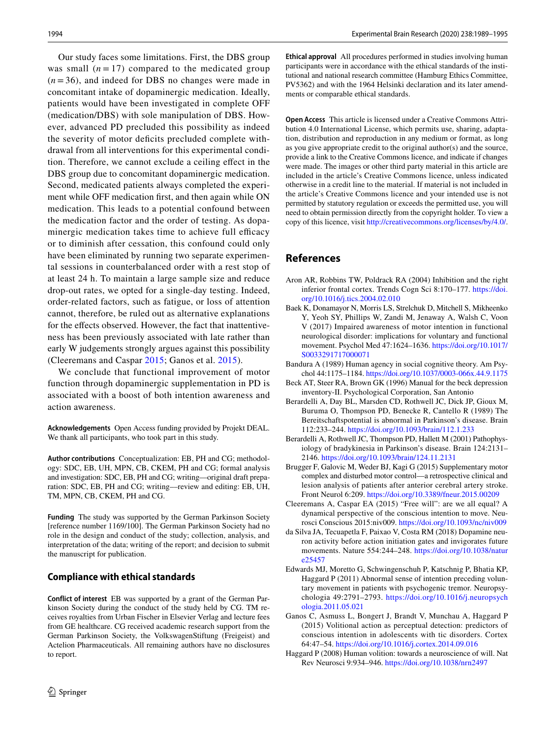Our study faces some limitations. First, the DBS group was small ($n = 17$) compared to the medicated group ($n = 36$), and indeed for DBS no changes were made in concomitant intake of dopaminergic medication. Ideally, patients would have been investigated in complete OFF (medication/DBS) with sole manipulation of DBS. However, advanced PD precluded this possibility as indeed the severity of motor deficits precluded complete withdrawal from all interventions for this experimental condition. Therefore, we cannot exclude a ceiling effect in the DBS group due to concomitant dopaminergic medication. Second, medicated patients always completed the experiment while OFF medication first, and then again while ON medication. This leads to a potential confound between the medication factor and the order of testing. As dopaminergic medication takes time to achieve full efficacy or to diminish after cessation, this confound could only have been eliminated by running two separate experimental sessions in counterbalanced order with a rest stop of at least 24 h. To maintain a large sample size and reduce drop-out rates, we opted for a single-day testing. Indeed, order-related factors, such as fatigue, or loss of attention cannot, therefore, be ruled out as alternative explanations for the effects observed. However, the fact that inattentiveness has been previously associated with late rather than early W judgements strongly argues against this possibility (Cleeremans and Caspar 2015; Ganos et al. 2015).

We conclude that functional improvement of motor function through dopaminergic supplementation in PD is associated with a boost of both intention awareness and action awareness.

**Acknowledgements** Open Access funding provided by Projekt DEAL. We thank all participants, who took part in this study.

**Author contributions** Conceptualization: EB, PH and CG; methodology: SDC, EB, UH, MPN, CB, CKEM, PH and CG; formal analysis and investigation: SDC, EB, PH and CG; writing—original draft preparation: SDC, EB, PH and CG; writing—review and editing: EB, UH, TM, MPN, CB, CKEM, PH and CG.

**Funding** The study was supported by the German Parkinson Society [reference number 1169/100]. The German Parkinson Society had no role in the design and conduct of the study; collection, analysis, and interpretation of the data; writing of the report; and decision to submit the manuscript for publication.

## Compliance with ethical standards

**Conflict of interest** EB was supported by a grant of the German Parkinson Society during the conduct of the study held by CG. TM receives royalties from Urban Fischer in Elsevier Verlag and lecture fees from GE healthcare. CG received academic research support from the German Parkinson Society, the VolkswagenStiftung (Freigeist) and Actelion Pharmaceuticals. All remaining authors have no disclosures to report.

**Ethical approval** All procedures performed in studies involving human participants were in accordance with the ethical standards of the institutional and national research committee (Hamburg Ethics Committee, PV5362) and with the 1964 Helsinki declaration and its later amendments or comparable ethical standards.

**Open Access** This article is licensed under a Creative Commons Attribution 4.0 International License, which permits use, sharing, adaptation, distribution and reproduction in any medium or format, as long as you give appropriate credit to the original author(s) and the source, provide a link to the Creative Commons licence, and indicate if changes were made. The images or other third party material in this article are included in the article's Creative Commons licence, unless indicated otherwise in a credit line to the material. If material is not included in the article's Creative Commons licence and your intended use is not permitted by statutory regulation or exceeds the permitted use, you will need to obtain permission directly from the copyright holder. To view a copy of this licence, visit http://creativecommons.org/licenses/by/4.0/.

## References

Aron AR, Robbins TW, Poldrack RA (2004) Inhibition and the right inferior frontal cortex. Trends Cogn Sci 8:170–177. https://doi.org/10.1016/j.tics.2004.02.010

Baek K, Donamayor N, Morris LS, Strelchuk D, Mitchell S, Mikheenko Y, Yeoh SY, Phillips W, Zandi M, Jenaway A, Walsh C, Voon V (2017) Impaired awareness of motor intention in functional neurological disorder: implications for voluntary and functional movement. Psychol Med 47:1624–1636. https://doi.org/10.1017/S0033291717000071

Bandura A (1989) Human agency in social cognitive theory. Am Psychol 44:1175–1184. https://doi.org/10.1037/0003-066x.44.9.1175

Beck AT, Steer RA, Brown GK (1996) Manual for the beck depression inventory-II. Psychological Corporation, San Antonio

Berardelli A, Day BL, Marsden CD, Rothwell JC, Dick JP, Gioux M, Buruma O, Thompson PD, Benecke R, Cantello R (1989) The Bereitschaftspotential is abnormal in Parkinson's disease. Brain 112:233–244. https://doi.org/10.1093/brain/112.1.233

Berardelli A, Rothwell JC, Thompson PD, Hallett M (2001) Pathophysiology of bradykinesia in Parkinson's disease. Brain 124:2131–2146. https://doi.org/10.1093/brain/124.11.2131

Brugger F, Galovic M, Weder BJ, Kagi G (2015) Supplementary motor complex and disturbed motor control—a retrospective clinical and lesion analysis of patients after anterior cerebral artery stroke. Front Neurol 6:209. https://doi.org/10.3389/fneur.2015.00209

Cleeremans A, Caspar EA (2015) "Free will": are we all equal? A dynamical perspective of the conscious intention to move. Neurosci Conscious 2015:niv009. https://doi.org/10.1093/nc/niv009

da Silva JA, Tecuapetla F, Paixao V, Costa RM (2018) Dopamine neuron activity before action initiation gates and invigorates future movements. Nature 554:244–248. https://doi.org/10.1038/nature25457

Edwards MJ, Moretto G, Schwingenschuh P, Katschnig P, Bhatia KP, Haggard P (2011) Abnormal sense of intention preceding voluntary movement in patients with psychogenic tremor. Neuropsychologia 49:2791–2793. https://doi.org/10.1016/j.neuropsychologia.2011.05.021

Ganos C, Asmuss L, Bongert J, Brandt V, Munchau A, Haggard P (2015) Volitional action as perceptual detection: predictors of conscious intention in adolescents with tic disorders. Cortex 64:47–54. https://doi.org/10.1016/j.cortex.2014.09.016

Haggard P (2008) Human volition: towards a neuroscience of will. Nat Rev Neurosci 9:934–946. https://doi.org/10.1038/nrn2497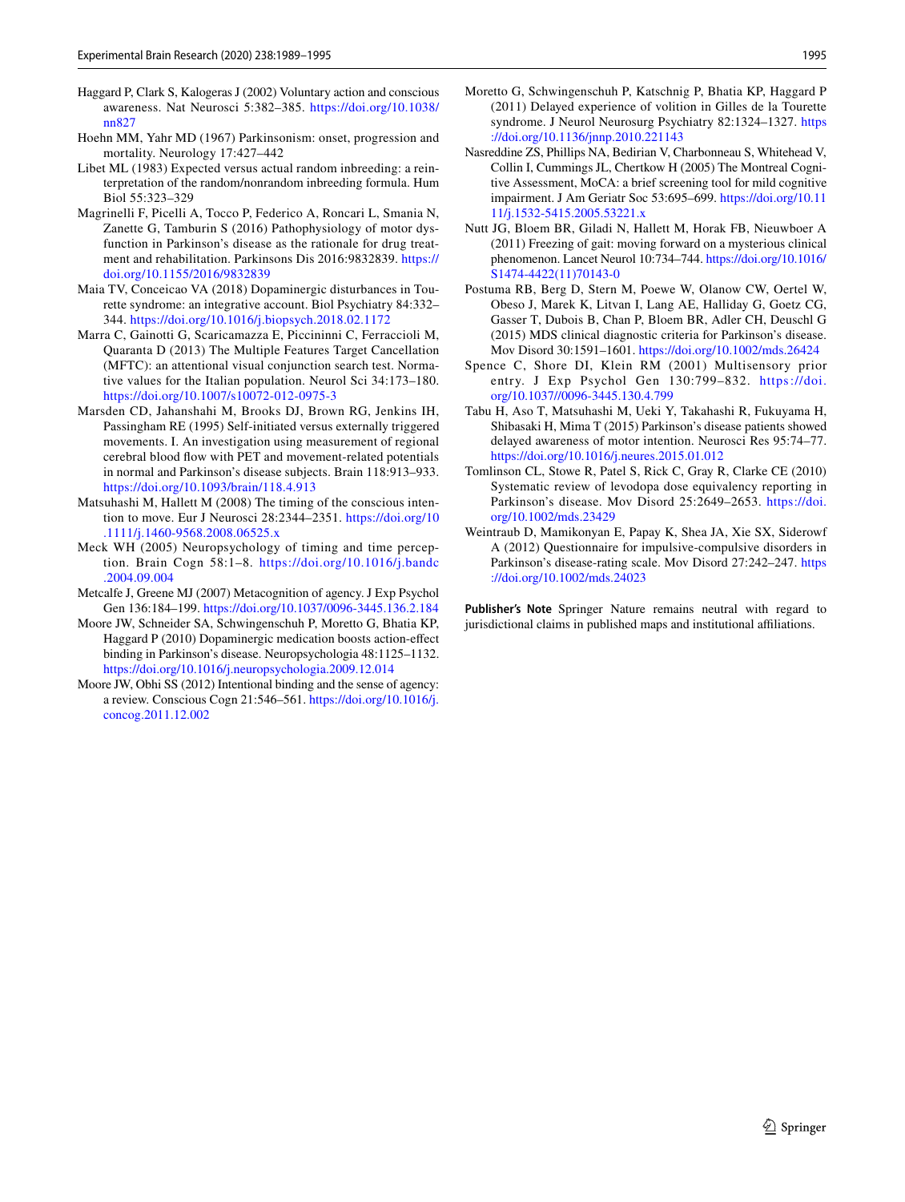Haggard P, Clark S, Kalogeras J (2002) Voluntary action and conscious awareness. Nat Neurosci 5:382–385. https://doi.org/10.1038/nn827

Hoehn MM, Yahr MD (1967) Parkinsonism: onset, progression and mortality. Neurology 17:427–442

Libet ML (1983) Expected versus actual random inbreeding: a reinterpretation of the random/nonrandom inbreeding formula. Hum Biol 55:323–329

Magrinelli F, Picelli A, Tocco P, Federico A, Roncari L, Smania N, Zanette G, Tamburin S (2016) Pathophysiology of motor dysfunction in Parkinson's disease as the rationale for drug treatment and rehabilitation. Parkinsons Dis 2016:9832839. https://doi.org/10.1155/2016/9832839

Maia TV, Conceicao VA (2018) Dopaminergic disturbances in Tourette syndrome: an integrative account. Biol Psychiatry 84:332–344. https://doi.org/10.1016/j.biopsych.2018.02.1172

Marra C, Gainotti G, Scaricamazza E, Piccininni C, Ferraccioli M, Quaranta D (2013) The Multiple Features Target Cancellation (MFTC): an attentional visual conjunction search test. Normative values for the Italian population. Neurol Sci 34:173–180. https://doi.org/10.1007/s10072-012-0975-3

Marsden CD, Jahanshahi M, Brooks DJ, Brown RG, Jenkins IH, Passingham RE (1995) Self-initiated versus externally triggered movements. I. An investigation using measurement of regional cerebral blood flow with PET and movement-related potentials in normal and Parkinson's disease subjects. Brain 118:913–933. https://doi.org/10.1093/brain/118.4.913

Matsuhashi M, Hallett M (2008) The timing of the conscious intention to move. Eur J Neurosci 28:2344–2351. https://doi.org/10.1111/j.1460-9568.2008.06525.x

Meck WH (2005) Neuropsychology of timing and time perception. Brain Cogn 58:1–8. https://doi.org/10.1016/j.bandc.2004.09.004

Metcalfe J, Greene MJ (2007) Metacognition of agency. J Exp Psychol Gen 136:184–199. https://doi.org/10.1037/0096-3445.136.2.184

Moore JW, Schneider SA, Schwingenschuh P, Moretto G, Bhatia KP, Haggard P (2010) Dopaminergic medication boosts action-effect binding in Parkinson's disease. Neuropsychologia 48:1125–1132. https://doi.org/10.1016/j.neuropsychologia.2009.12.014

Moore JW, Obhi SS (2012) Intentional binding and the sense of agency: a review. Conscious Cogn 21:546–561. https://doi.org/10.1016/j.concog.2011.12.002

Moretto G, Schwingenschuh P, Katschnig P, Bhatia KP, Haggard P (2011) Delayed experience of volition in Gilles de la Tourette syndrome. J Neurol Neurosurg Psychiatry 82:1324–1327. https://doi.org/10.1136/jnnp.2010.221143

Nasreddine ZS, Phillips NA, Bedirian V, Charbonneau S, Whitehead V, Collin I, Cummings JL, Chertkow H (2005) The Montreal Cognitive Assessment, MoCA: a brief screening tool for mild cognitive impairment. J Am Geriatr Soc 53:695–699. https://doi.org/10.1111/j.1532-5415.2005.53221.x

Nutt JG, Bloem BR, Giladi N, Hallett M, Horak FB, Nieuwboer A (2011) Freezing of gait: moving forward on a mysterious clinical phenomenon. Lancet Neurol 10:734–744. https://doi.org/10.1016/S1474-4422(11)70143-0

Postuma RB, Berg D, Stern M, Poewe W, Olanow CW, Oertel W, Obeso J, Marek K, Litvan I, Lang AE, Halliday G, Goetz CG, Gasser T, Dubois B, Chan P, Bloem BR, Adler CH, Deuschl G (2015) MDS clinical diagnostic criteria for Parkinson's disease. Mov Disord 30:1591–1601. https://doi.org/10.1002/mds.26424

Spence C, Shore DI, Klein RM (2001) Multisensory prior entry. J Exp Psychol Gen 130:799–832. https://doi.org/10.1037//0096-3445.130.4.799

Tabu H, Aso T, Matsuhashi M, Ueki Y, Takahashi R, Fukuyama H, Shibasaki H, Mima T (2015) Parkinson's disease patients showed delayed awareness of motor intention. Neurosci Res 95:74–77. https://doi.org/10.1016/j.neures.2015.01.012

Tomlinson CL, Stowe R, Patel S, Rick C, Gray R, Clarke CE (2010) Systematic review of levodopa dose equivalency reporting in Parkinson's disease. Mov Disord 25:2649–2653. https://doi.org/10.1002/mds.23429

Weintraub D, Mamikonyan E, Papay K, Shea JA, Xie SX, Siderowf A (2012) Questionnaire for impulsive-compulsive disorders in Parkinson's disease-rating scale. Mov Disord 27:242–247. https://doi.org/10.1002/mds.24023

**Publisher's Note** Springer Nature remains neutral with regard to jurisdictional claims in published maps and institutional affiliations.